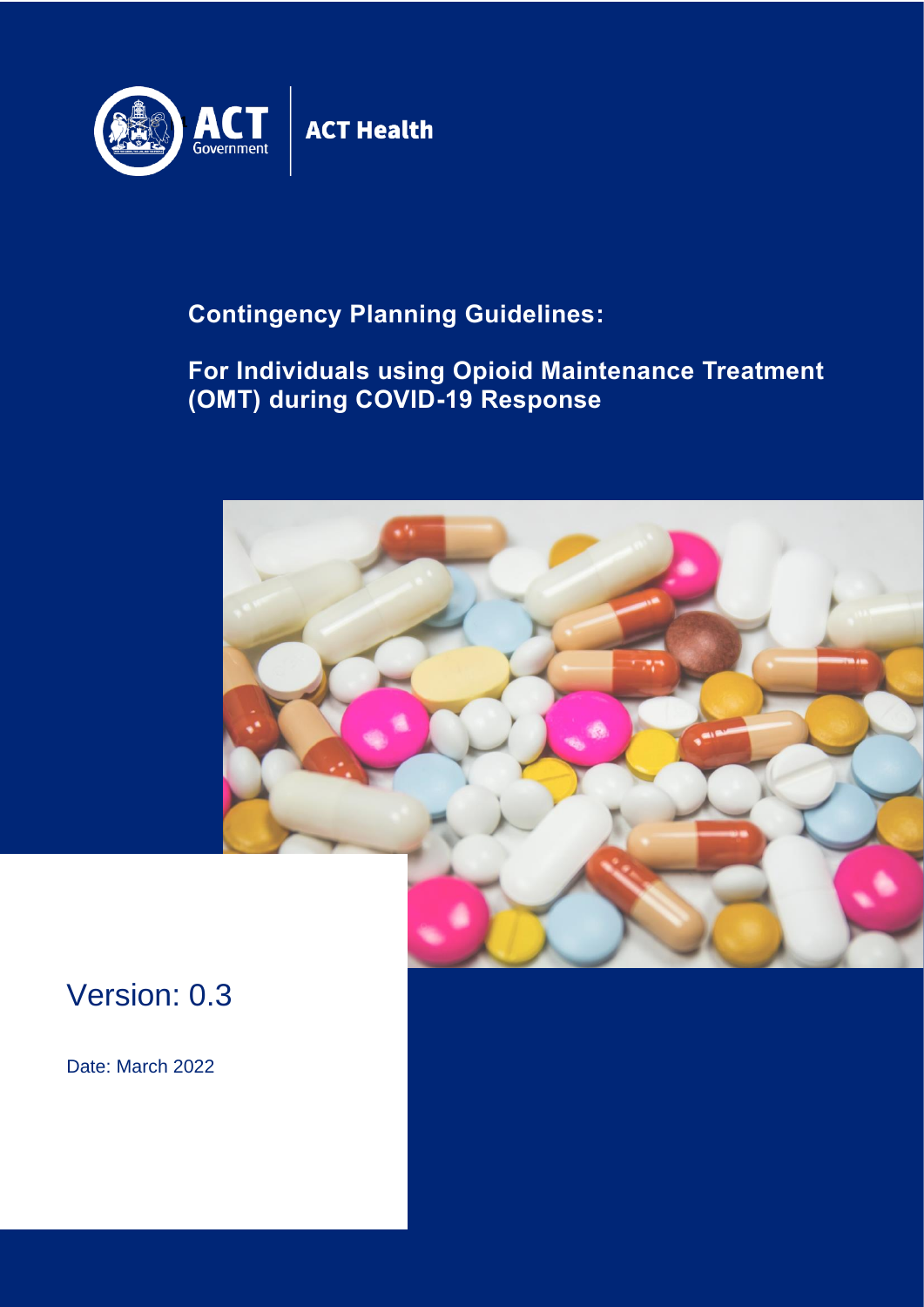ACT Government | ACT Health

# Contingency Planning Guidelines:

## For Individuals using Opioid Maintenance Treatment (OMT) during COVID-19 Response

Version: 0.3

Date: March 2022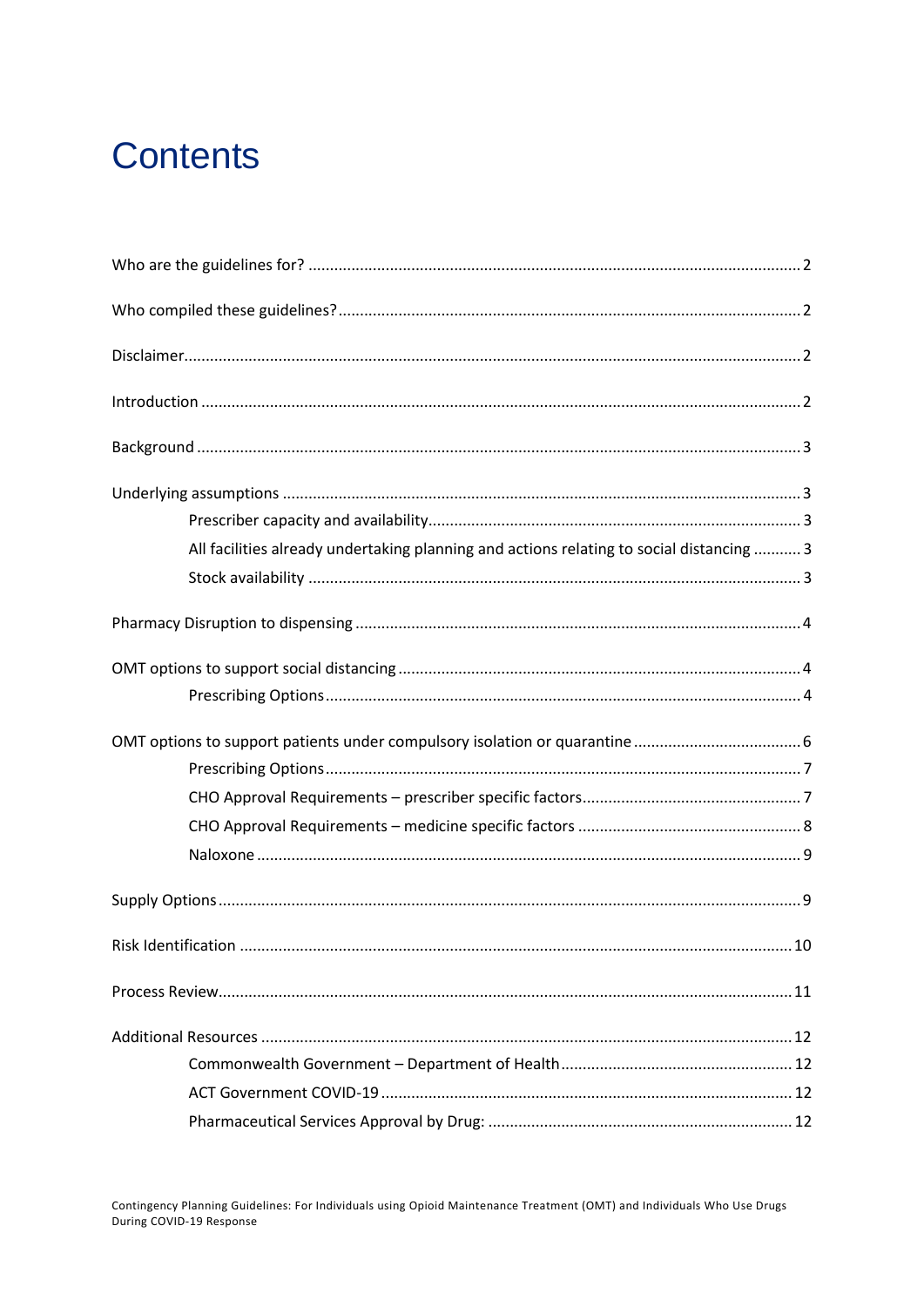# Contents

Who are the guidelines for? ..... 2

Who compiled these guidelines? ..... 2

Disclaimer ..... 2

Introduction ..... 2

Background ..... 3

Underlying assumptions ..... 3

- Prescriber capacity and availability ..... 3
- All facilities already undertaking planning and actions relating to social distancing ..... 3
- Stock availability ..... 3

Pharmacy Disruption to dispensing ..... 4

OMT options to support social distancing ..... 4

- Prescribing Options ..... 4

OMT options to support patients under compulsory isolation or quarantine ..... 6

- Prescribing Options ..... 7
- CHO Approval Requirements – prescriber specific factors ..... 7
- CHO Approval Requirements – medicine specific factors ..... 8
- Naloxone ..... 9

Supply Options ..... 9

Risk Identification ..... 10

Process Review ..... 11

Additional Resources ..... 12

- Commonwealth Government – Department of Health ..... 12
- ACT Government COVID-19 ..... 12
- Pharmaceutical Services Approval by Drug: ..... 12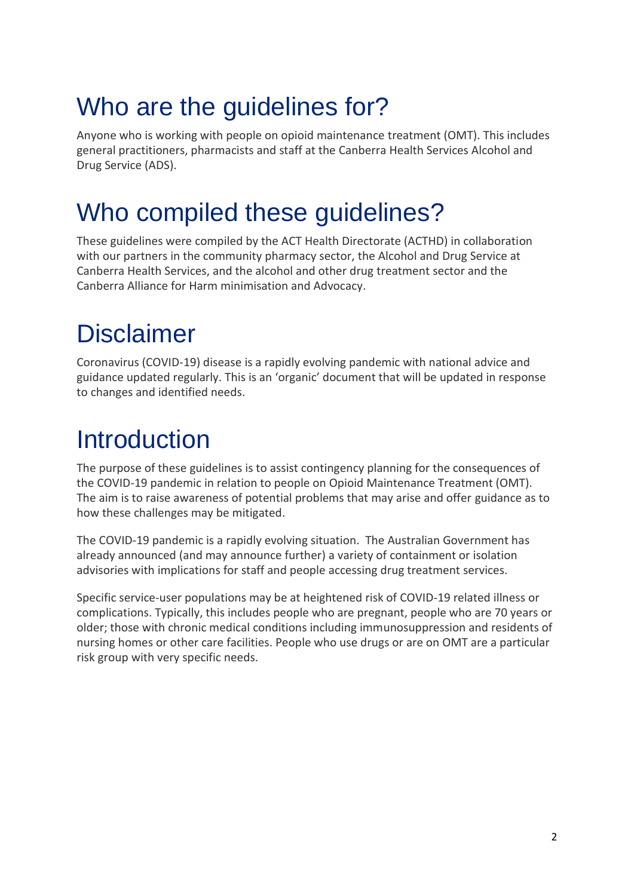# Who are the guidelines for?

Anyone who is working with people on opioid maintenance treatment (OMT). This includes general practitioners, pharmacists and staff at the Canberra Health Services Alcohol and Drug Service (ADS).

# Who compiled these guidelines?

These guidelines were compiled by the ACT Health Directorate (ACTHD) in collaboration with our partners in the community pharmacy sector, the Alcohol and Drug Service at Canberra Health Services, and the alcohol and other drug treatment sector and the Canberra Alliance for Harm minimisation and Advocacy.

# Disclaimer

Coronavirus (COVID-19) disease is a rapidly evolving pandemic with national advice and guidance updated regularly. This is an 'organic' document that will be updated in response to changes and identified needs.

# Introduction

The purpose of these guidelines is to assist contingency planning for the consequences of the COVID-19 pandemic in relation to people on Opioid Maintenance Treatment (OMT). The aim is to raise awareness of potential problems that may arise and offer guidance as to how these challenges may be mitigated.

The COVID-19 pandemic is a rapidly evolving situation. The Australian Government has already announced (and may announce further) a variety of containment or isolation advisories with implications for staff and people accessing drug treatment services.

Specific service-user populations may be at heightened risk of COVID-19 related illness or complications. Typically, this includes people who are pregnant, people who are 70 years or older; those with chronic medical conditions including immunosuppression and residents of nursing homes or other care facilities. People who use drugs or are on OMT are a particular risk group with very specific needs.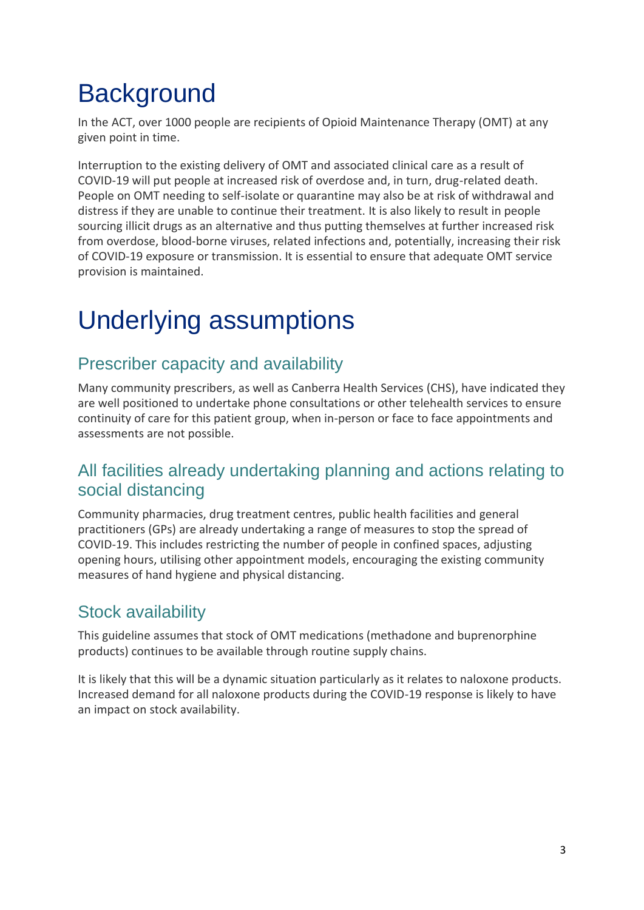# Background

In the ACT, over 1000 people are recipients of Opioid Maintenance Therapy (OMT) at any given point in time.

Interruption to the existing delivery of OMT and associated clinical care as a result of COVID-19 will put people at increased risk of overdose and, in turn, drug-related death. People on OMT needing to self-isolate or quarantine may also be at risk of withdrawal and distress if they are unable to continue their treatment. It is also likely to result in people sourcing illicit drugs as an alternative and thus putting themselves at further increased risk from overdose, blood-borne viruses, related infections and, potentially, increasing their risk of COVID-19 exposure or transmission. It is essential to ensure that adequate OMT service provision is maintained.

# Underlying assumptions

## Prescriber capacity and availability

Many community prescribers, as well as Canberra Health Services (CHS), have indicated they are well positioned to undertake phone consultations or other telehealth services to ensure continuity of care for this patient group, when in-person or face to face appointments and assessments are not possible.

## All facilities already undertaking planning and actions relating to social distancing

Community pharmacies, drug treatment centres, public health facilities and general practitioners (GPs) are already undertaking a range of measures to stop the spread of COVID-19. This includes restricting the number of people in confined spaces, adjusting opening hours, utilising other appointment models, encouraging the existing community measures of hand hygiene and physical distancing.

## Stock availability

This guideline assumes that stock of OMT medications (methadone and buprenorphine products) continues to be available through routine supply chains.

It is likely that this will be a dynamic situation particularly as it relates to naloxone products. Increased demand for all naloxone products during the COVID-19 response is likely to have an impact on stock availability.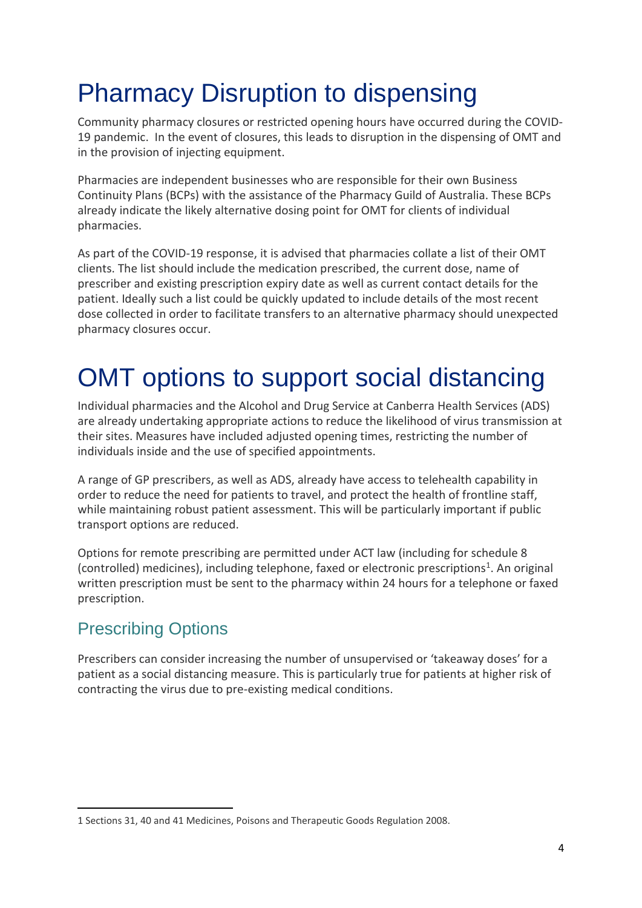# Pharmacy Disruption to dispensing

Community pharmacy closures or restricted opening hours have occurred during the COVID-19 pandemic. In the event of closures, this leads to disruption in the dispensing of OMT and in the provision of injecting equipment.

Pharmacies are independent businesses who are responsible for their own Business Continuity Plans (BCPs) with the assistance of the Pharmacy Guild of Australia. These BCPs already indicate the likely alternative dosing point for OMT for clients of individual pharmacies.

As part of the COVID-19 response, it is advised that pharmacies collate a list of their OMT clients. The list should include the medication prescribed, the current dose, name of prescriber and existing prescription expiry date as well as current contact details for the patient. Ideally such a list could be quickly updated to include details of the most recent dose collected in order to facilitate transfers to an alternative pharmacy should unexpected pharmacy closures occur.

# OMT options to support social distancing

Individual pharmacies and the Alcohol and Drug Service at Canberra Health Services (ADS) are already undertaking appropriate actions to reduce the likelihood of virus transmission at their sites. Measures have included adjusted opening times, restricting the number of individuals inside and the use of specified appointments.

A range of GP prescribers, as well as ADS, already have access to telehealth capability in order to reduce the need for patients to travel, and protect the health of frontline staff, while maintaining robust patient assessment. This will be particularly important if public transport options are reduced.

Options for remote prescribing are permitted under ACT law (including for schedule 8 (controlled) medicines), including telephone, faxed or electronic prescriptions[1]. An original written prescription must be sent to the pharmacy within 24 hours for a telephone or faxed prescription.

## Prescribing Options

Prescribers can consider increasing the number of unsupervised or 'takeaway doses' for a patient as a social distancing measure. This is particularly true for patients at higher risk of contracting the virus due to pre-existing medical conditions.

1 Sections 31, 40 and 41 Medicines, Poisons and Therapeutic Goods Regulation 2008.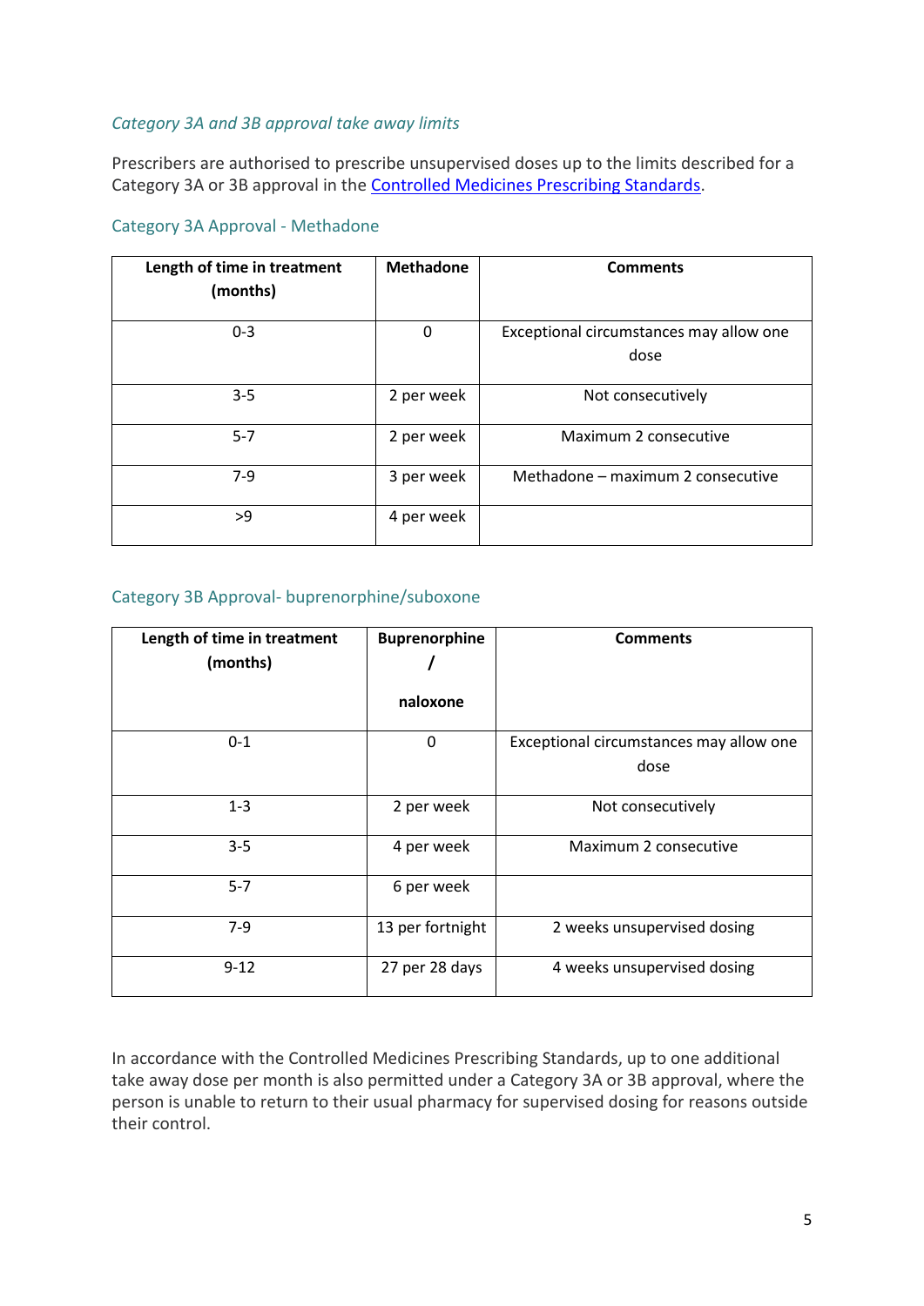### *Category 3A and 3B approval take away limits*

Prescribers are authorised to prescribe unsupervised doses up to the limits described for a Category 3A or 3B approval in the [Controlled Medicines Prescribing Standards](Controlled Medicines Prescribing Standards).

#### Category 3A Approval - Methadone

| Length of time in treatment (months) | Methadone | Comments |
|---|---|---|
| 0-3 | 0 | Exceptional circumstances may allow one dose |
| 3-5 | 2 per week | Not consecutively |
| 5-7 | 2 per week | Maximum 2 consecutive |
| 7-9 | 3 per week | Methadone – maximum 2 consecutive |
| >9 | 4 per week | |

#### Category 3B Approval- buprenorphine/suboxone

| Length of time in treatment (months) | Buprenorphine / naloxone | Comments |
|---|---|---|
| 0-1 | 0 | Exceptional circumstances may allow one dose |
| 1-3 | 2 per week | Not consecutively |
| 3-5 | 4 per week | Maximum 2 consecutive |
| 5-7 | 6 per week | |
| 7-9 | 13 per fortnight | 2 weeks unsupervised dosing |
| 9-12 | 27 per 28 days | 4 weeks unsupervised dosing |

In accordance with the Controlled Medicines Prescribing Standards, up to one additional take away dose per month is also permitted under a Category 3A or 3B approval, where the person is unable to return to their usual pharmacy for supervised dosing for reasons outside their control.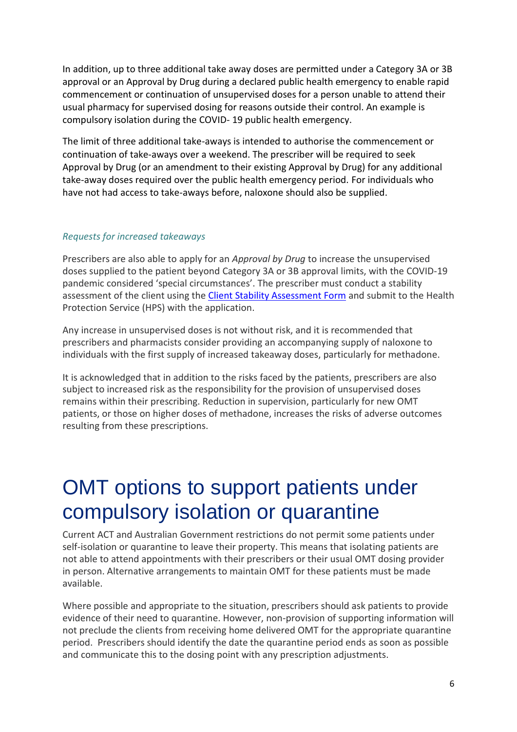In addition, up to three additional take away doses are permitted under a Category 3A or 3B approval or an Approval by Drug during a declared public health emergency to enable rapid commencement or continuation of unsupervised doses for a person unable to attend their usual pharmacy for supervised dosing for reasons outside their control. An example is compulsory isolation during the COVID- 19 public health emergency.

The limit of three additional take-aways is intended to authorise the commencement or continuation of take-aways over a weekend. The prescriber will be required to seek Approval by Drug (or an amendment to their existing Approval by Drug) for any additional take-away doses required over the public health emergency period. For individuals who have not had access to take-aways before, naloxone should also be supplied.

### *Requests for increased takeaways*

Prescribers are also able to apply for an *Approval by Drug* to increase the unsupervised doses supplied to the patient beyond Category 3A or 3B approval limits, with the COVID-19 pandemic considered 'special circumstances'. The prescriber must conduct a stability assessment of the client using the Client Stability Assessment Form and submit to the Health Protection Service (HPS) with the application.

Any increase in unsupervised doses is not without risk, and it is recommended that prescribers and pharmacists consider providing an accompanying supply of naloxone to individuals with the first supply of increased takeaway doses, particularly for methadone.

It is acknowledged that in addition to the risks faced by the patients, prescribers are also subject to increased risk as the responsibility for the provision of unsupervised doses remains within their prescribing. Reduction in supervision, particularly for new OMT patients, or those on higher doses of methadone, increases the risks of adverse outcomes resulting from these prescriptions.

# OMT options to support patients under compulsory isolation or quarantine

Current ACT and Australian Government restrictions do not permit some patients under self-isolation or quarantine to leave their property. This means that isolating patients are not able to attend appointments with their prescribers or their usual OMT dosing provider in person. Alternative arrangements to maintain OMT for these patients must be made available.

Where possible and appropriate to the situation, prescribers should ask patients to provide evidence of their need to quarantine. However, non-provision of supporting information will not preclude the clients from receiving home delivered OMT for the appropriate quarantine period. Prescribers should identify the date the quarantine period ends as soon as possible and communicate this to the dosing point with any prescription adjustments.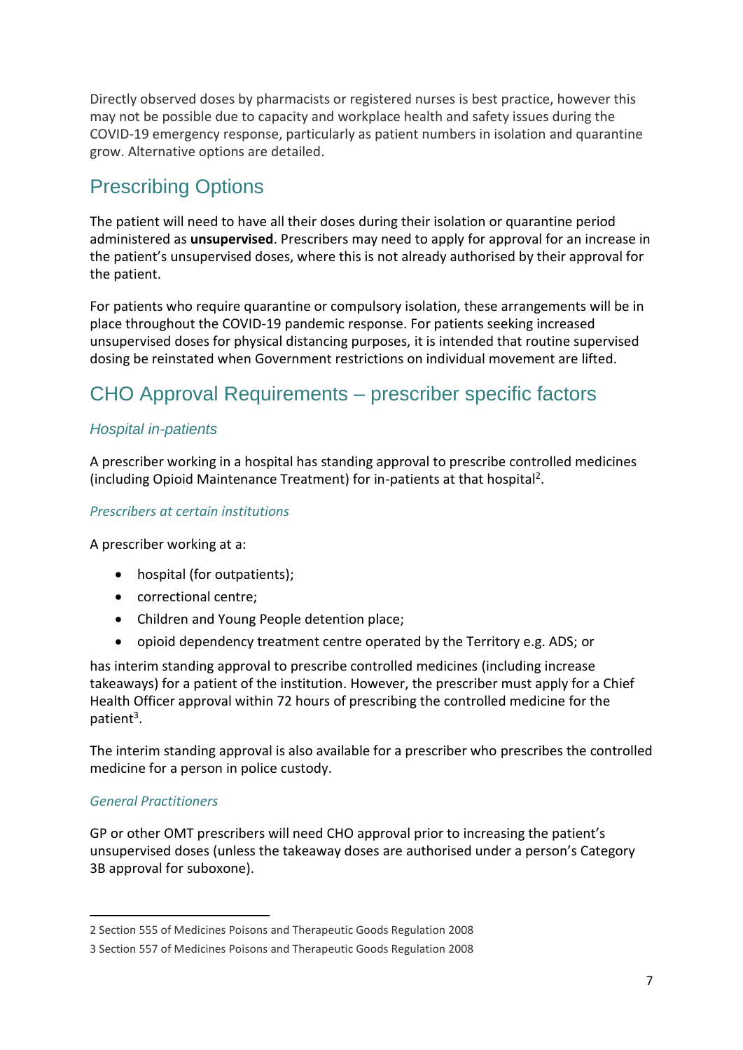Directly observed doses by pharmacists or registered nurses is best practice, however this may not be possible due to capacity and workplace health and safety issues during the COVID-19 emergency response, particularly as patient numbers in isolation and quarantine grow. Alternative options are detailed.

## Prescribing Options

The patient will need to have all their doses during their isolation or quarantine period administered as **unsupervised**. Prescribers may need to apply for approval for an increase in the patient's unsupervised doses, where this is not already authorised by their approval for the patient.

For patients who require quarantine or compulsory isolation, these arrangements will be in place throughout the COVID-19 pandemic response. For patients seeking increased unsupervised doses for physical distancing purposes, it is intended that routine supervised dosing be reinstated when Government restrictions on individual movement are lifted.

## CHO Approval Requirements – prescriber specific factors

### *Hospital in-patients*

A prescriber working in a hospital has standing approval to prescribe controlled medicines (including Opioid Maintenance Treatment) for in-patients at that hospital[2].

### *Prescribers at certain institutions*

A prescriber working at a:

- hospital (for outpatients);
- correctional centre;
- Children and Young People detention place;
- opioid dependency treatment centre operated by the Territory e.g. ADS; or

has interim standing approval to prescribe controlled medicines (including increase takeaways) for a patient of the institution. However, the prescriber must apply for a Chief Health Officer approval within 72 hours of prescribing the controlled medicine for the patient[3].

The interim standing approval is also available for a prescriber who prescribes the controlled medicine for a person in police custody.

### *General Practitioners*

GP or other OMT prescribers will need CHO approval prior to increasing the patient's unsupervised doses (unless the takeaway doses are authorised under a person's Category 3B approval for suboxone).

---

2 Section 555 of Medicines Poisons and Therapeutic Goods Regulation 2008

3 Section 557 of Medicines Poisons and Therapeutic Goods Regulation 2008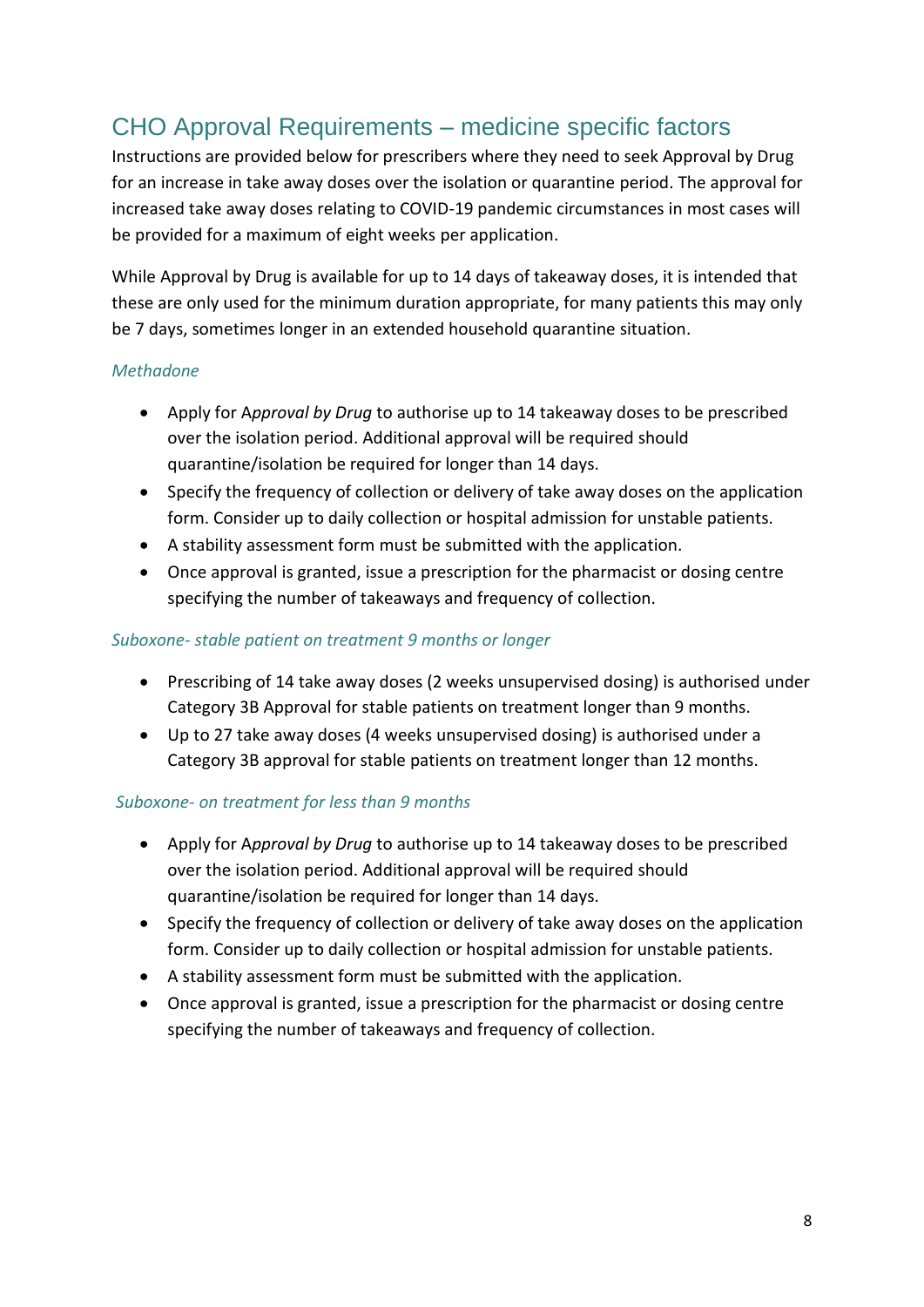## CHO Approval Requirements – medicine specific factors

Instructions are provided below for prescribers where they need to seek Approval by Drug for an increase in take away doses over the isolation or quarantine period. The approval for increased take away doses relating to COVID-19 pandemic circumstances in most cases will be provided for a maximum of eight weeks per application.

While Approval by Drug is available for up to 14 days of takeaway doses, it is intended that these are only used for the minimum duration appropriate, for many patients this may only be 7 days, sometimes longer in an extended household quarantine situation.

### *Methadone*

- Apply for A*pproval by Drug* to authorise up to 14 takeaway doses to be prescribed over the isolation period. Additional approval will be required should quarantine/isolation be required for longer than 14 days.
- Specify the frequency of collection or delivery of take away doses on the application form. Consider up to daily collection or hospital admission for unstable patients.
- A stability assessment form must be submitted with the application.
- Once approval is granted, issue a prescription for the pharmacist or dosing centre specifying the number of takeaways and frequency of collection.

### *Suboxone- stable patient on treatment 9 months or longer*

- Prescribing of 14 take away doses (2 weeks unsupervised dosing) is authorised under Category 3B Approval for stable patients on treatment longer than 9 months.
- Up to 27 take away doses (4 weeks unsupervised dosing) is authorised under a Category 3B approval for stable patients on treatment longer than 12 months.

### *Suboxone- on treatment for less than 9 months*

- Apply for A*pproval by Drug* to authorise up to 14 takeaway doses to be prescribed over the isolation period. Additional approval will be required should quarantine/isolation be required for longer than 14 days.
- Specify the frequency of collection or delivery of take away doses on the application form. Consider up to daily collection or hospital admission for unstable patients.
- A stability assessment form must be submitted with the application.
- Once approval is granted, issue a prescription for the pharmacist or dosing centre specifying the number of takeaways and frequency of collection.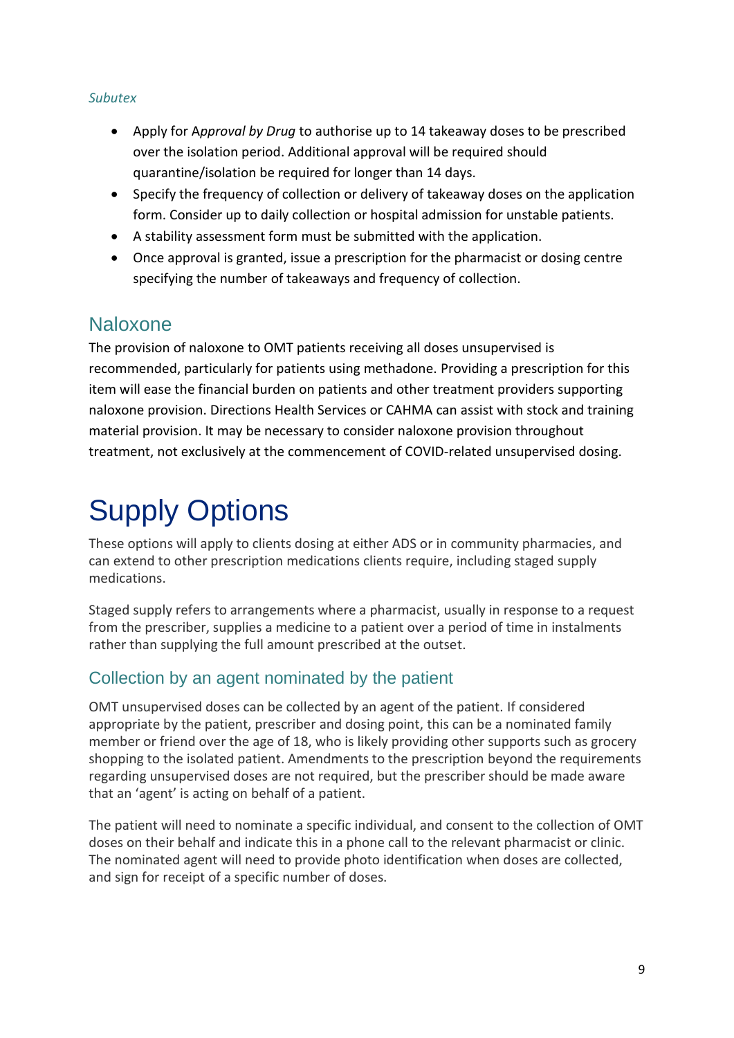*Subtex*

- Apply for A*pproval by Drug* to authorise up to 14 takeaway doses to be prescribed over the isolation period. Additional approval will be required should quarantine/isolation be required for longer than 14 days.
- Specify the frequency of collection or delivery of takeaway doses on the application form. Consider up to daily collection or hospital admission for unstable patients.
- A stability assessment form must be submitted with the application.
- Once approval is granted, issue a prescription for the pharmacist or dosing centre specifying the number of takeaways and frequency of collection.

## Naloxone

The provision of naloxone to OMT patients receiving all doses unsupervised is recommended, particularly for patients using methadone. Providing a prescription for this item will ease the financial burden on patients and other treatment providers supporting naloxone provision. Directions Health Services or CAHMA can assist with stock and training material provision. It may be necessary to consider naloxone provision throughout treatment, not exclusively at the commencement of COVID-related unsupervised dosing.

# Supply Options

These options will apply to clients dosing at either ADS or in community pharmacies, and can extend to other prescription medications clients require, including staged supply medications.

Staged supply refers to arrangements where a pharmacist, usually in response to a request from the prescriber, supplies a medicine to a patient over a period of time in instalments rather than supplying the full amount prescribed at the outset.

## Collection by an agent nominated by the patient

OMT unsupervised doses can be collected by an agent of the patient. If considered appropriate by the patient, prescriber and dosing point, this can be a nominated family member or friend over the age of 18, who is likely providing other supports such as grocery shopping to the isolated patient. Amendments to the prescription beyond the requirements regarding unsupervised doses are not required, but the prescriber should be made aware that an 'agent' is acting on behalf of a patient.

The patient will need to nominate a specific individual, and consent to the collection of OMT doses on their behalf and indicate this in a phone call to the relevant pharmacist or clinic. The nominated agent will need to provide photo identification when doses are collected, and sign for receipt of a specific number of doses.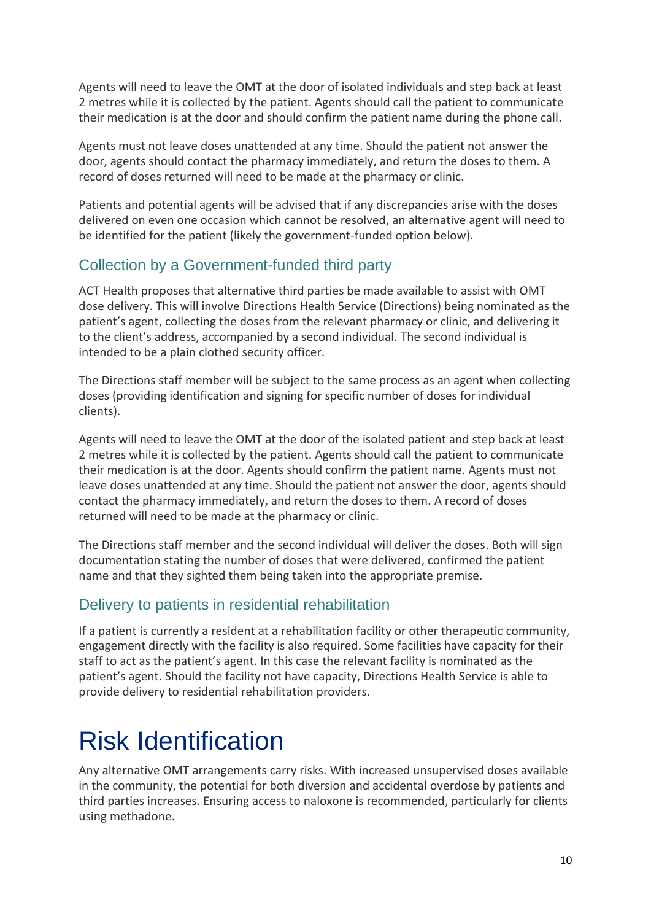Agents will need to leave the OMT at the door of isolated individuals and step back at least 2 metres while it is collected by the patient. Agents should call the patient to communicate their medication is at the door and should confirm the patient name during the phone call.

Agents must not leave doses unattended at any time. Should the patient not answer the door, agents should contact the pharmacy immediately, and return the doses to them. A record of doses returned will need to be made at the pharmacy or clinic.

Patients and potential agents will be advised that if any discrepancies arise with the doses delivered on even one occasion which cannot be resolved, an alternative agent will need to be identified for the patient (likely the government-funded option below).

## Collection by a Government-funded third party

ACT Health proposes that alternative third parties be made available to assist with OMT dose delivery. This will involve Directions Health Service (Directions) being nominated as the patient's agent, collecting the doses from the relevant pharmacy or clinic, and delivering it to the client's address, accompanied by a second individual. The second individual is intended to be a plain clothed security officer.

The Directions staff member will be subject to the same process as an agent when collecting doses (providing identification and signing for specific number of doses for individual clients).

Agents will need to leave the OMT at the door of the isolated patient and step back at least 2 metres while it is collected by the patient. Agents should call the patient to communicate their medication is at the door. Agents should confirm the patient name. Agents must not leave doses unattended at any time. Should the patient not answer the door, agents should contact the pharmacy immediately, and return the doses to them. A record of doses returned will need to be made at the pharmacy or clinic.

The Directions staff member and the second individual will deliver the doses. Both will sign documentation stating the number of doses that were delivered, confirmed the patient name and that they sighted them being taken into the appropriate premise.

## Delivery to patients in residential rehabilitation

If a patient is currently a resident at a rehabilitation facility or other therapeutic community, engagement directly with the facility is also required. Some facilities have capacity for their staff to act as the patient's agent. In this case the relevant facility is nominated as the patient's agent. Should the facility not have capacity, Directions Health Service is able to provide delivery to residential rehabilitation providers.

# Risk Identification

Any alternative OMT arrangements carry risks. With increased unsupervised doses available in the community, the potential for both diversion and accidental overdose by patients and third parties increases. Ensuring access to naloxone is recommended, particularly for clients using methadone.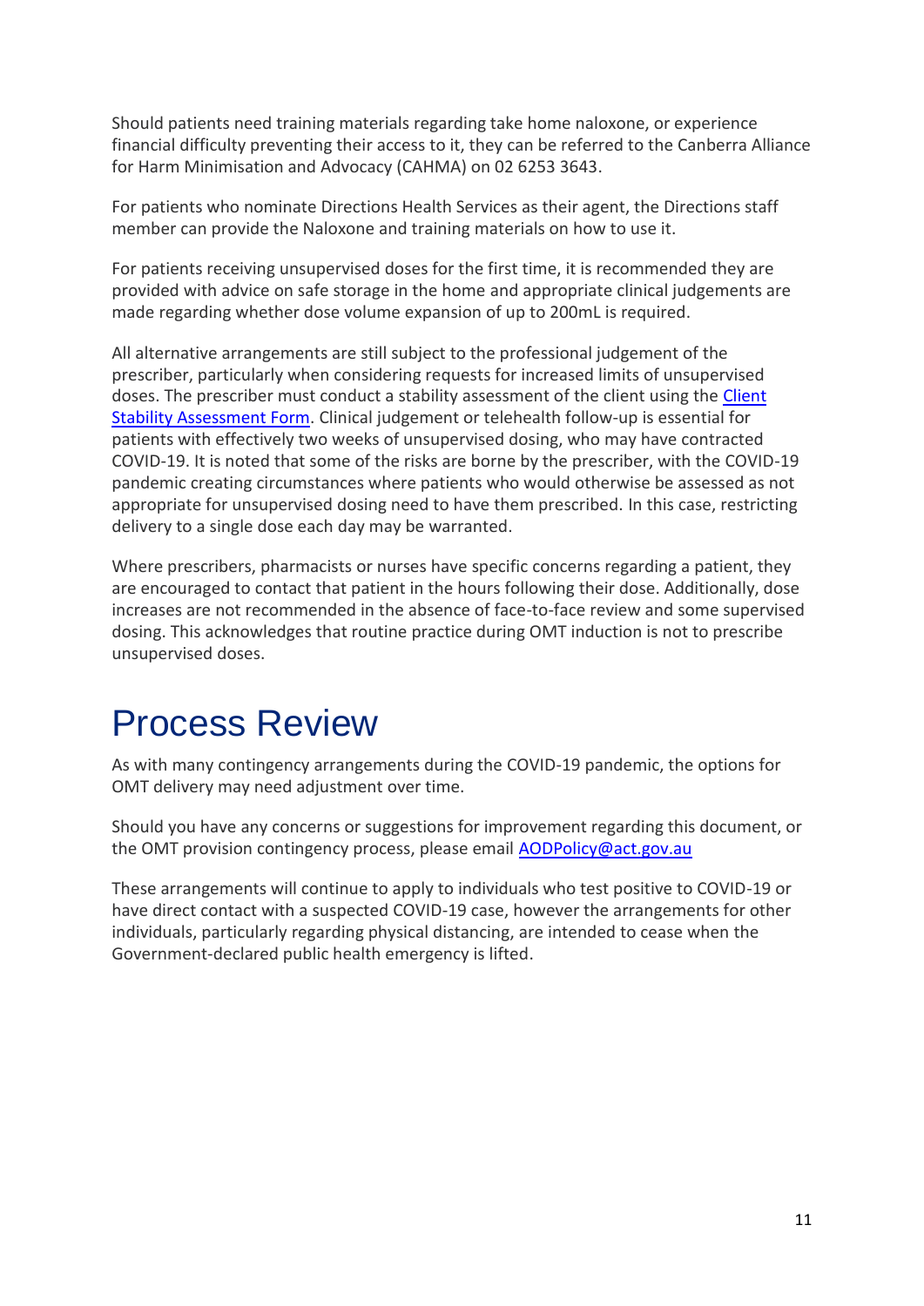Should patients need training materials regarding take home naloxone, or experience financial difficulty preventing their access to it, they can be referred to the Canberra Alliance for Harm Minimisation and Advocacy (CAHMA) on 02 6253 3643.

For patients who nominate Directions Health Services as their agent, the Directions staff member can provide the Naloxone and training materials on how to use it.

For patients receiving unsupervised doses for the first time, it is recommended they are provided with advice on safe storage in the home and appropriate clinical judgements are made regarding whether dose volume expansion of up to 200mL is required.

All alternative arrangements are still subject to the professional judgement of the prescriber, particularly when considering requests for increased limits of unsupervised doses. The prescriber must conduct a stability assessment of the client using the [Client Stability Assessment Form](). Clinical judgement or telehealth follow-up is essential for patients with effectively two weeks of unsupervised dosing, who may have contracted COVID-19. It is noted that some of the risks are borne by the prescriber, with the COVID-19 pandemic creating circumstances where patients who would otherwise be assessed as not appropriate for unsupervised dosing need to have them prescribed. In this case, restricting delivery to a single dose each day may be warranted.

Where prescribers, pharmacists or nurses have specific concerns regarding a patient, they are encouraged to contact that patient in the hours following their dose. Additionally, dose increases are not recommended in the absence of face-to-face review and some supervised dosing. This acknowledges that routine practice during OMT induction is not to prescribe unsupervised doses.

# Process Review

As with many contingency arrangements during the COVID-19 pandemic, the options for OMT delivery may need adjustment over time.

Should you have any concerns or suggestions for improvement regarding this document, or the OMT provision contingency process, please email [AODPolicy@act.gov.au](mailto:AODPolicy@act.gov.au)

These arrangements will continue to apply to individuals who test positive to COVID-19 or have direct contact with a suspected COVID-19 case, however the arrangements for other individuals, particularly regarding physical distancing, are intended to cease when the Government-declared public health emergency is lifted.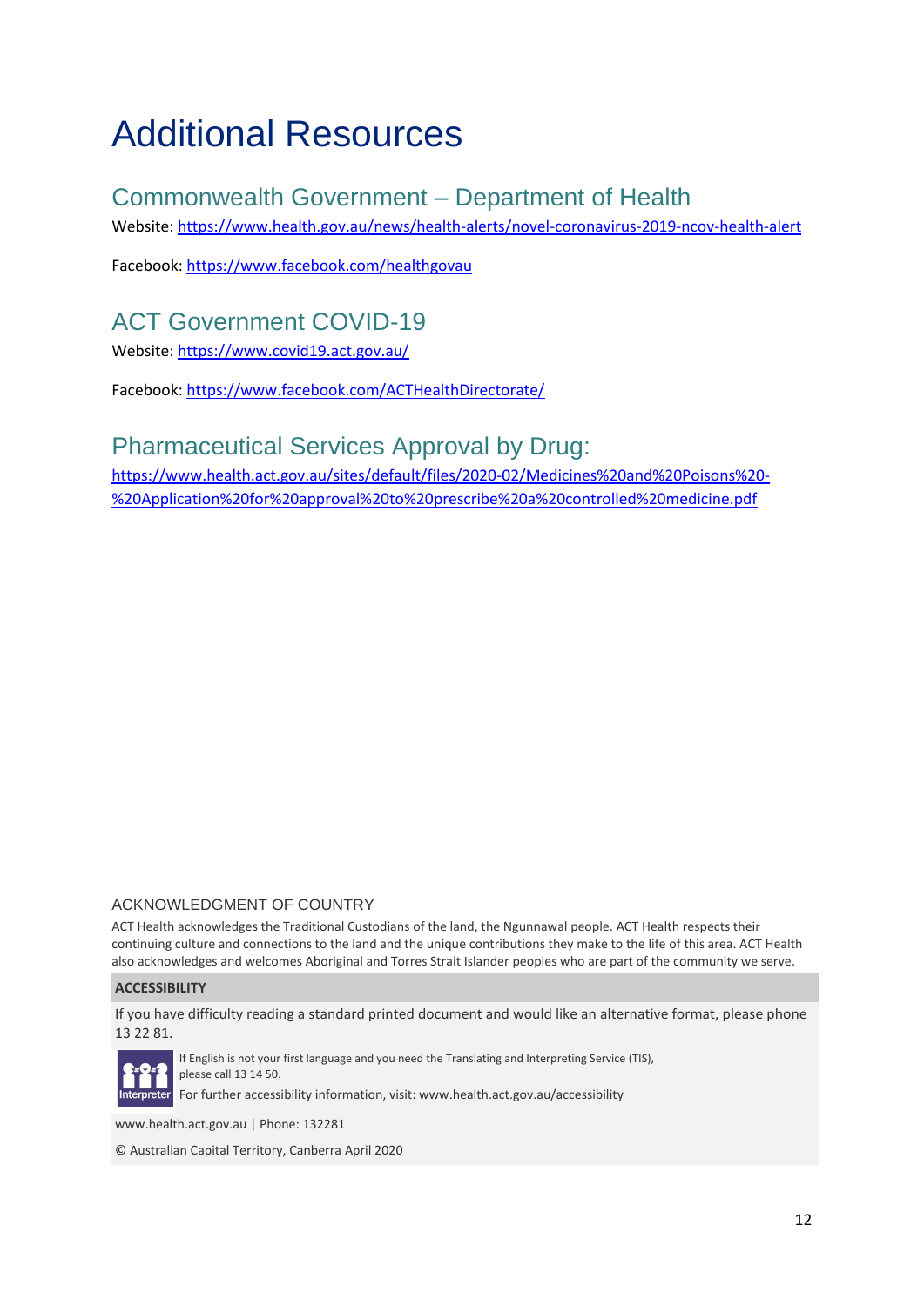# Additional Resources

## Commonwealth Government – Department of Health

Website: https://www.health.gov.au/news/health-alerts/novel-coronavirus-2019-ncov-health-alert

Facebook: https://www.facebook.com/healthgovau

## ACT Government COVID-19

Website: https://www.covid19.act.gov.au/

Facebook: https://www.facebook.com/ACTHealthDirectorate/

## Pharmaceutical Services Approval by Drug:

https://www.health.act.gov.au/sites/default/files/2020-02/Medicines%20and%20Poisons%20-%20Application%20for%20approval%20to%20prescribe%20a%20controlled%20medicine.pdf

ACKNOWLEDGMENT OF COUNTRY

ACT Health acknowledges the Traditional Custodians of the land, the Ngunnawal people. ACT Health respects their continuing culture and connections to the land and the unique contributions they make to the life of this area. ACT Health also acknowledges and welcomes Aboriginal and Torres Strait Islander peoples who are part of the community we serve.

**ACCESSIBILITY**

If you have difficulty reading a standard printed document and would like an alternative format, please phone 13 22 81.

Interpreter

If English is not your first language and you need the Translating and Interpreting Service (TIS), please call 13 14 50.

For further accessibility information, visit: www.health.act.gov.au/accessibility

www.health.act.gov.au | Phone: 132281

© Australian Capital Territory, Canberra April 2020